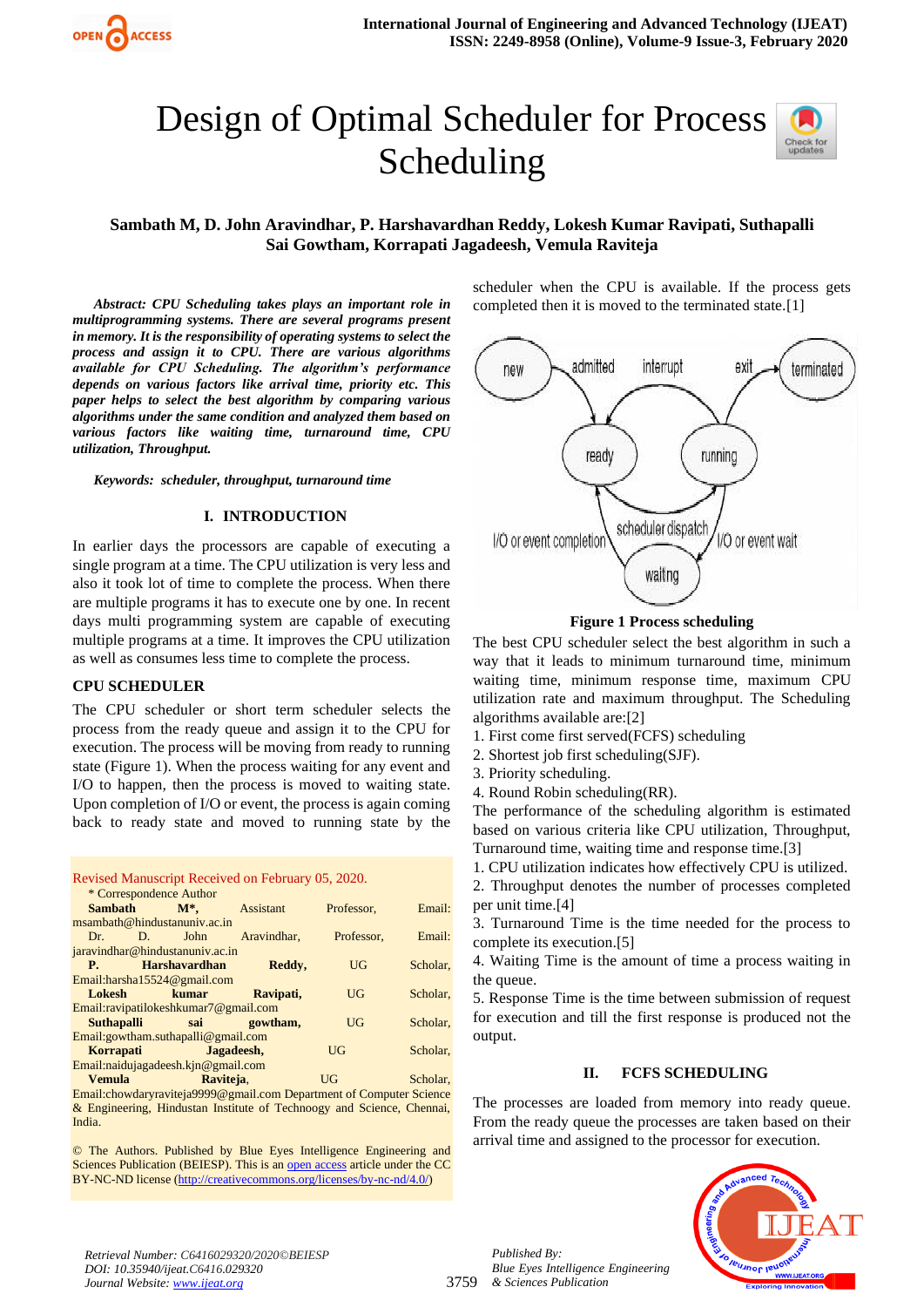# Design of Optimal Scheduler for Process Scheduling

**Sambath M, D. John Aravindhar, P. Harshavardhan Reddy, Lokesh Kumar Ravipati, Suthapalli Sai Gowtham, Korrapati Jagadeesh, Vemula Raviteja**

***Abstract: CPU Scheduling takes plays an important role in multiprogramming systems. There are several programs present in memory. It is the responsibility of operating systems to select the process and assign it to CPU. There are various algorithms available for CPU Scheduling. The algorithm's performance depends on various factors like arrival time, priority etc. This paper helps to select the best algorithm by comparing various algorithms under the same condition and analyzed them based on various factors like waiting time, turnaround time, CPU utilization, Throughput.***

***Keywords: scheduler, throughput, turnaround time***

## I. INTRODUCTION

In earlier days the processors are capable of executing a single program at a time. The CPU utilization is very less and also it took lot of time to complete the process. When there are multiple programs it has to execute one by one. In recent days multi programming system are capable of executing multiple programs at a time. It improves the CPU utilization as well as consumes less time to complete the process.

### CPU SCHEDULER

The CPU scheduler or short term scheduler selects the process from the ready queue and assign it to the CPU for execution. The process will be moving from ready to running state (Figure 1). When the process waiting for any event and I/O to happen, then the process is moved to waiting state. Upon completion of I/O or event, the process is again coming back to ready state and moved to running state by the scheduler when the CPU is available. If the process gets completed then it is moved to the terminated state.[1]

**Figure 1 Process scheduling**

The best CPU scheduler select the best algorithm in such a way that it leads to minimum turnaround time, minimum waiting time, minimum response time, maximum CPU utilization rate and maximum throughput. The Scheduling algorithms available are:[2]

1. First come first served(FCFS) scheduling
2. Shortest job first scheduling(SJF).
3. Priority scheduling.
4. Round Robin scheduling(RR).

The performance of the scheduling algorithm is estimated based on various criteria like CPU utilization, Throughput, Turnaround time, waiting time and response time.[3]

1. CPU utilization indicates how effectively CPU is utilized.
2. Throughput denotes the number of processes completed per unit time.[4]
3. Turnaround Time is the time needed for the process to complete its execution.[5]
4. Waiting Time is the amount of time a process waiting in the queue.
5. Response Time is the time between submission of request for execution and till the first response is produced not the output.

## II. FCFS SCHEDULING

The processes are loaded from memory into ready queue. From the ready queue the processes are taken based on their arrival time and assigned to the processor for execution.

Revised Manuscript Received on February 05, 2020.

\* Correspondence Author

**Sambath M\***, Assistant Professor, Email: msambath@hindustanuniv.ac.in

Dr. D. John Aravindhar, Professor, Email: jaravindhar@hindustanuniv.ac.in

**P. Harshavardhan Reddy**, UG Scholar, Email:harsha15524@gmail.com

**Lokesh kumar Ravipati**, UG Scholar, Email:ravipatilokeshkumar7@gmail.com

**Suthapalli sai gowtham**, UG Scholar, Email:gowtham.suthapalli@gmail.com

**Korrapati Jagadeesh**, UG Scholar, Email:naidujagadeesh.kjn@gmail.com

**Vemula Raviteja**, UG Scholar, Email:chowdaryraviteja9999@gmail.com Department of Computer Science & Engineering, Hindustan Institute of Technoogy and Science, Chennai, India.

© The Authors. Published by Blue Eyes Intelligence Engineering and Sciences Publication (BEIESP). This is an open access article under the CC BY-NC-ND license (http://creativecommons.org/licenses/by-nc-nd/4.0/)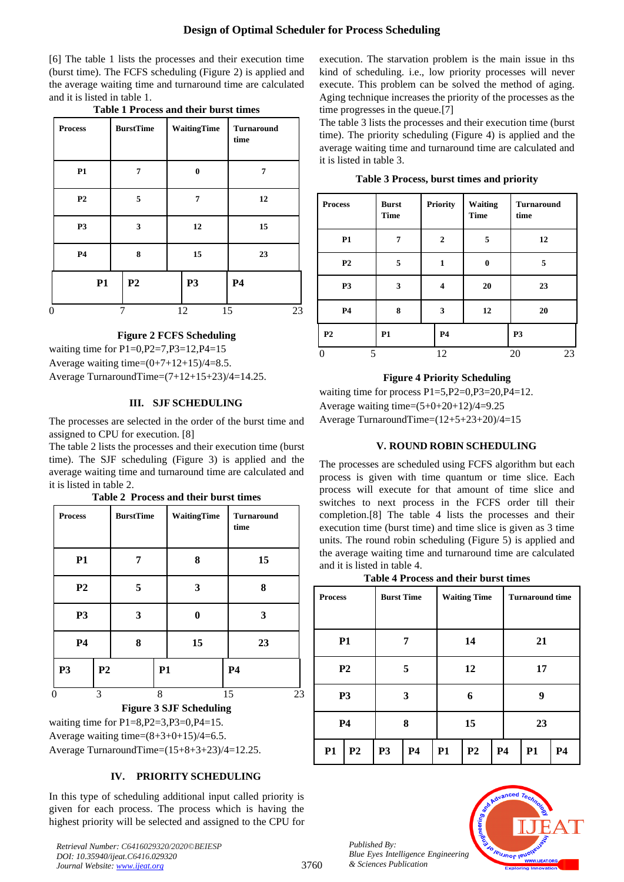[6] The table 1 lists the processes and their execution time (burst time). The FCFS scheduling (Figure 2) is applied and the average waiting time and turnaround time are calculated and it is listed in table 1.

**Table 1 Process and their burst times**

| Process | BurstTime | WaitingTime | Turnaround time |
|---|---|---|---|
| P1 | 7 | 0 | 7 |
| P2 | 5 | 7 | 12 |
| P3 | 3 | 12 | 15 |
| P4 | 8 | 15 | 23 |

| P1 | P2 | P3 | P4 |
|---|---|---|---|
| 0 | 7 | 12 | 15 | 23 |

**Figure 2 FCFS Scheduling**

waiting time for P1=0,P2=7,P3=12,P4=15

Average waiting time=(0+7+12+15)/4=8.5.

Average TurnaroundTime=(7+12+15+23)/4=14.25.

## III. SJF SCHEDULING

The processes are selected in the order of the burst time and assigned to CPU for execution. [8]

The table 2 lists the processes and their execution time (burst time). The SJF scheduling (Figure 3) is applied and the average waiting time and turnaround time are calculated and it is listed in table 2.

**Table 2 Process and their burst times**

| Process | BurstTime | WaitingTime | Turnaround time |
|---|---|---|---|
| P1 | 7 | 8 | 15 |
| P2 | 5 | 3 | 8 |
| P3 | 3 | 0 | 3 |
| P4 | 8 | 15 | 23 |

| P3 | P2 | P1 | P4 |
|---|---|---|---|
| 0 | 3 | 8 | 15 | 23 |

**Figure 3 SJF Scheduling**

waiting time for P1=8,P2=3,P3=0,P4=15.

Average waiting time=(8+3+0+15)/4=6.5.

Average TurnaroundTime=(15+8+3+23)/4=12.25.

## IV. PRIORITY SCHEDULING

In this type of scheduling additional input called priority is given for each process. The process which is having the highest priority will be selected and assigned to the CPU for execution. The starvation problem is the main issue in ths kind of scheduling. i.e., low priority processes will never execute. This problem can be solved the method of aging. Aging technique increases the priority of the process as the time progresses in the queue.[7]

The table 3 lists the processes and their execution time (burst time). The priority scheduling (Figure 4) is applied and the average waiting time and turnaround time are calculated and it is listed in table 3.

**Table 3 Process, burst times and priority**

| Process | Burst Time | Priority | Waiting Time | Turnaround time |
|---|---|---|---|---|
| P1 | 7 | 2 | 5 | 12 |
| P2 | 5 | 1 | 0 | 5 |
| P3 | 3 | 4 | 20 | 23 |
| P4 | 8 | 3 | 12 | 20 |

| P2 | P1 | P4 | P3 |
|---|---|---|---|
| 0 | 5 | 12 | 20 | 23 |

**Figure 4 Priority Scheduling**

waiting time for process P1=5,P2=0,P3=20,P4=12.

Average waiting time=(5+0+20+12)/4=9.25

Average TurnaroundTime=(12+5+23+20)/4=15

## V. ROUND ROBIN SCHEDULING

The processes are scheduled using FCFS algorithm but each process is given with time quantum or time slice. Each process will execute for that amount of time slice and switches to next process in the FCFS order till their completion.[8] The table 4 lists the processes and their execution time (burst time) and time slice is given as 3 time units. The round robin scheduling (Figure 5) is applied and the average waiting time and turnaround time are calculated and it is listed in table 4.

**Table 4 Process and their burst times**

| Process | Burst Time | Waiting Time | Turnaround time |
|---|---|---|---|
| P1 | 7 | 14 | 21 |
| P2 | 5 | 12 | 17 |
| P3 | 3 | 6 | 9 |
| P4 | 8 | 15 | 23 |

| P1 | P2 | P3 | P4 | P1 | P2 | P4 | P1 | P4 |
|---|---|---|---|---|---|---|---|---|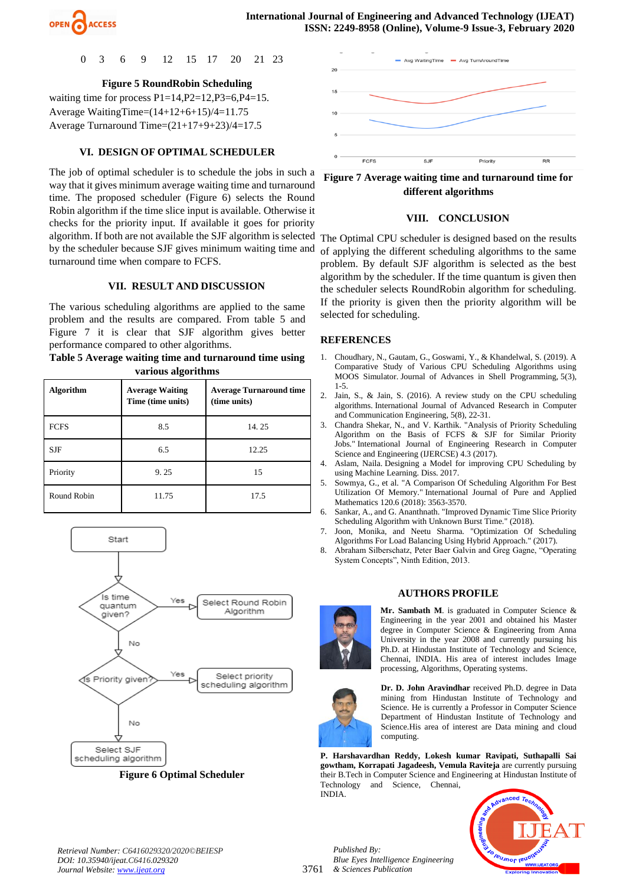0 3 6 9 12 15 17 20 21 23

**Figure 5 RoundRobin Scheduling**

waiting time for process P1=14,P2=12,P3=6,P4=15.
Average WaitingTime=(14+12+6+15)/4=11.75
Average Turnaround Time=(21+17+9+23)/4=17.5

## VI. DESIGN OF OPTIMAL SCHEDULER

The job of optimal scheduler is to schedule the jobs in such a way that it gives minimum average waiting time and turnaround time. The proposed scheduler (Figure 6) selects the Round Robin algorithm if the time slice input is available. Otherwise it checks for the priority input. If available it goes for priority algorithm. If both are not available the SJF algorithm is selected by the scheduler because SJF gives minimum waiting time and turnaround time when compare to FCFS.

## VII. RESULT AND DISCUSSION

The various scheduling algorithms are applied to the same problem and the results are compared. From table 5 and Figure 7 it is clear that SJF algorithm gives better performance compared to other algorithms.

**Table 5 Average waiting time and turnaround time using various algorithms**

| Algorithm | Average Waiting Time (time units) | Average Turnaround time (time units) |
|---|---|---|
| FCFS | 8.5 | 14. 25 |
| SJF | 6.5 | 12.25 |
| Priority | 9. 25 | 15 |
| Round Robin | 11.75 | 17.5 |

Start
Is time quantum given?
Yes
Select Round Robin Algorithm
No
Is Priority given?
Yes
Select priority scheduling algorithm
No
Select SJF scheduling algorithm

**Figure 6 Optimal Scheduler**

Avg WaitingTime
Avg TurnAroundTime
20
15
10
5
0
FCFS
SJF
Priority
RR

**Figure 7 Average waiting time and turnaround time for different algorithms**

## VIII. CONCLUSION

The Optimal CPU scheduler is designed based on the results of applying the different scheduling algorithms to the same problem. By default SJF algorithm is selected as the best algorithm by the scheduler. If the time quantum is given then the scheduler selects RoundRobin algorithm for scheduling. If the priority is given then the priority algorithm will be selected for scheduling.

## REFERENCES

1. Choudhary, N., Gautam, G., Goswami, Y., & Khandelwal, S. (2019). A Comparative Study of Various CPU Scheduling Algorithms using MOOS Simulator. Journal of Advances in Shell Programming, 5(3), 1-5.
2. Jain, S., & Jain, S. (2016). A review study on the CPU scheduling algorithms. International Journal of Advanced Research in Computer and Communication Engineering, 5(8), 22-31.
3. Chandra Shekar, N., and V. Karthik. "Analysis of Priority Scheduling Algorithm on the Basis of FCFS & SJF for Similar Priority Jobs." International Journal of Engineering Research in Computer Science and Engineering (IJERCSE) 4.3 (2017).
4. Aslam, Naila. Designing a Model for improving CPU Scheduling by using Machine Learning. Diss. 2017.
5. Sowmya, G., et al. "A Comparison Of Scheduling Algorithm For Best Utilization Of Memory." International Journal of Pure and Applied Mathematics 120.6 (2018): 3563-3570.
6. Sankar, A., and G. Ananthnath. "Improved Dynamic Time Slice Priority Scheduling Algorithm with Unknown Burst Time." (2018).
7. Joon, Monika, and Neetu Sharma. "Optimization Of Scheduling Algorithms For Load Balancing Using Hybrid Approach." (2017).
8. Abraham Silberschatz, Peter Baer Galvin and Greg Gagne, "Operating System Concepts", Ninth Edition, 2013.

## AUTHORS PROFILE

**Mr. Sambath M.** is graduated in Computer Science & Engineering in the year 2001 and obtained his Master degree in Computer Science & Engineering from Anna University in the year 2008 and currently pursuing his Ph.D. at Hindustan Institute of Technology and Science, Chennai, INDIA. His area of interest includes Image processing, Algorithms, Operating systems.

**Dr. D. John Aravindhar** received Ph.D. degree in Data mining from Hindustan Institute of Technology and Science. He is currently a Professor in Computer Science Department of Hindustan Institute of Technology and Science.His area of interest are Data mining and cloud computing.

**P. Harshavardhan Reddy, Lokesh kumar Ravipati, Suthapalli Sai gowtham, Korrapati Jagadeesh, Vemula Raviteja** are currently pursuing their B.Tech in Computer Science and Engineering at Hindustan Institute of Technology and Science, Chennai, INDIA.